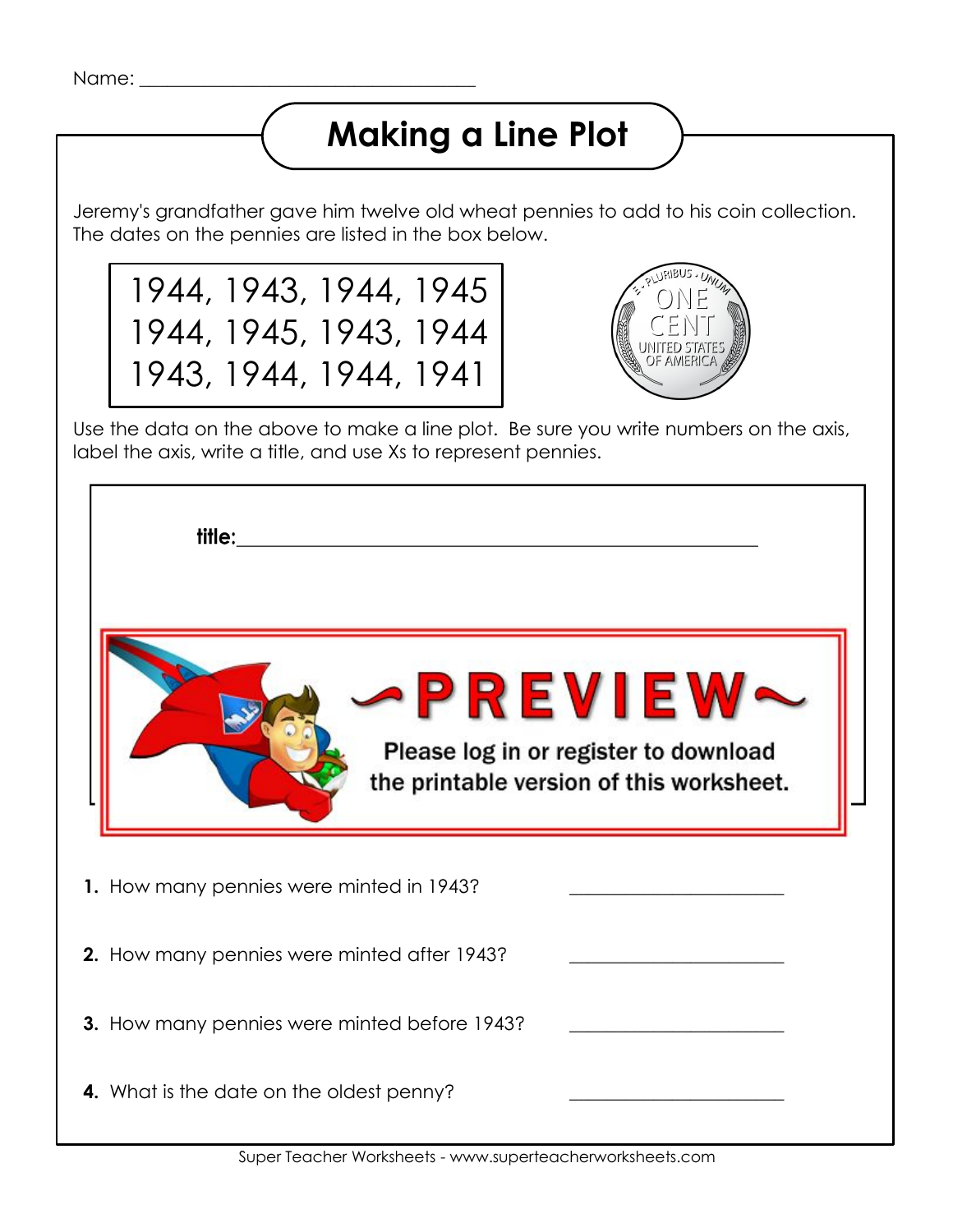Name: ____________________________________

# Making a Line Plot

Jeremy's grandfather gave him twelve old wheat pennies to add to his coin collection. The dates on the pennies are listed in the box below.

| | | | |
|---|---|---|---|
| 1944, | 1943, | 1944, | 1945 |
| 1944, | 1945, | 1943, | 1944 |
| 1943, | 1944, | 1944, | 1941 |

Use the data on the above to make a line plot. Be sure you write numbers on the axis, label the axis, write a title, and use Xs to represent pennies.

**title:**_______________________________________________

**~PREVIEW~**

**Please log in or register to download the printable version of this worksheet.**

1. How many pennies were minted in 1943? _____________________

2. How many pennies were minted after 1943? _____________________

3. How many pennies were minted before 1943? _____________________

4. What is the date on the oldest penny? _____________________

Super Teacher Worksheets - www.superteacherworksheets.com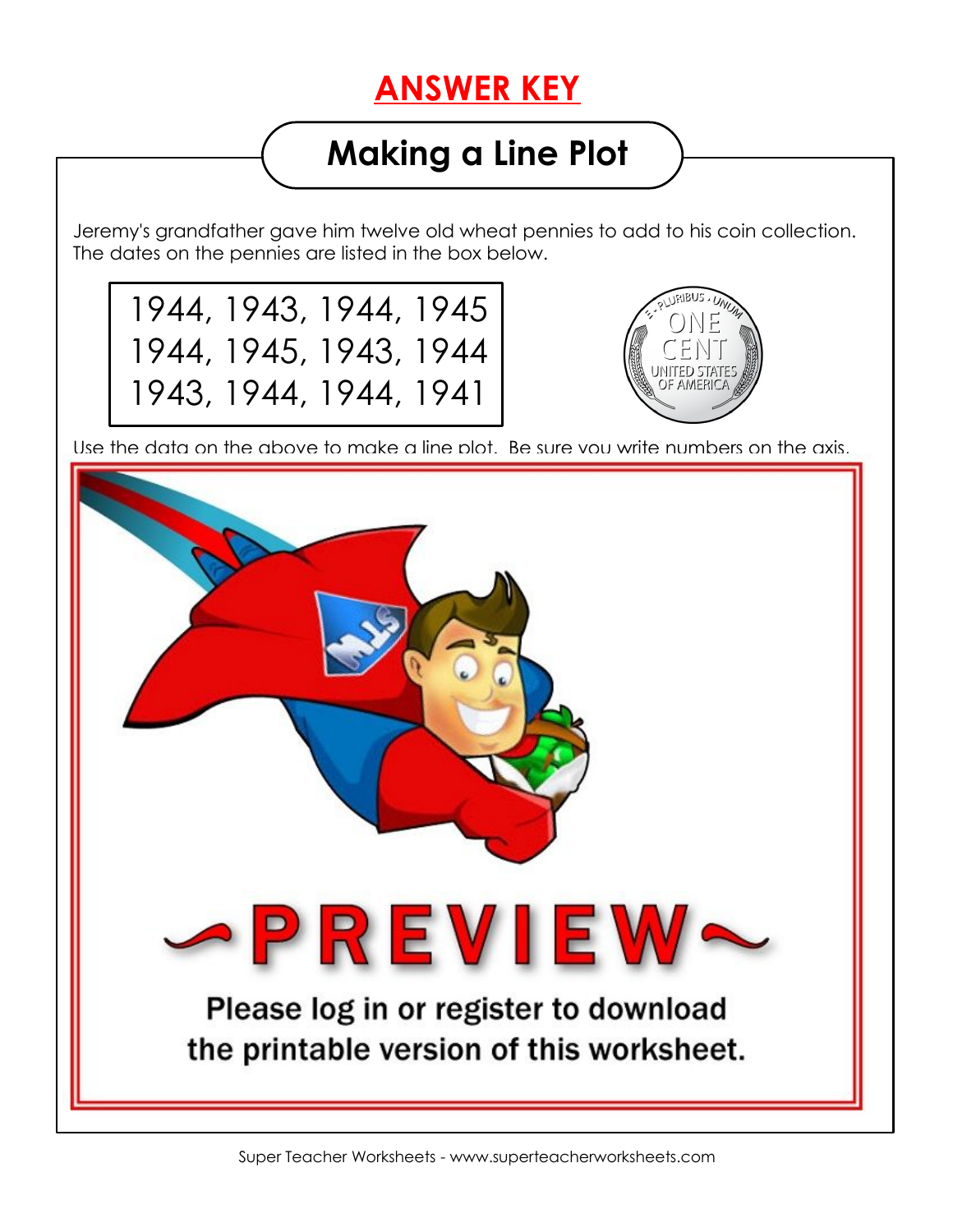# ANSWER KEY

## Making a Line Plot

Jeremy's grandfather gave him twelve old wheat pennies to add to his coin collection. The dates on the pennies are listed in the box below.

1944, 1943, 1944, 1945
1944, 1945, 1943, 1944
1943, 1944, 1944, 1941

Use the data on the above to make a line plot. Be sure you write numbers on the axis.

~PREVIEW~

Please log in or register to download the printable version of this worksheet.